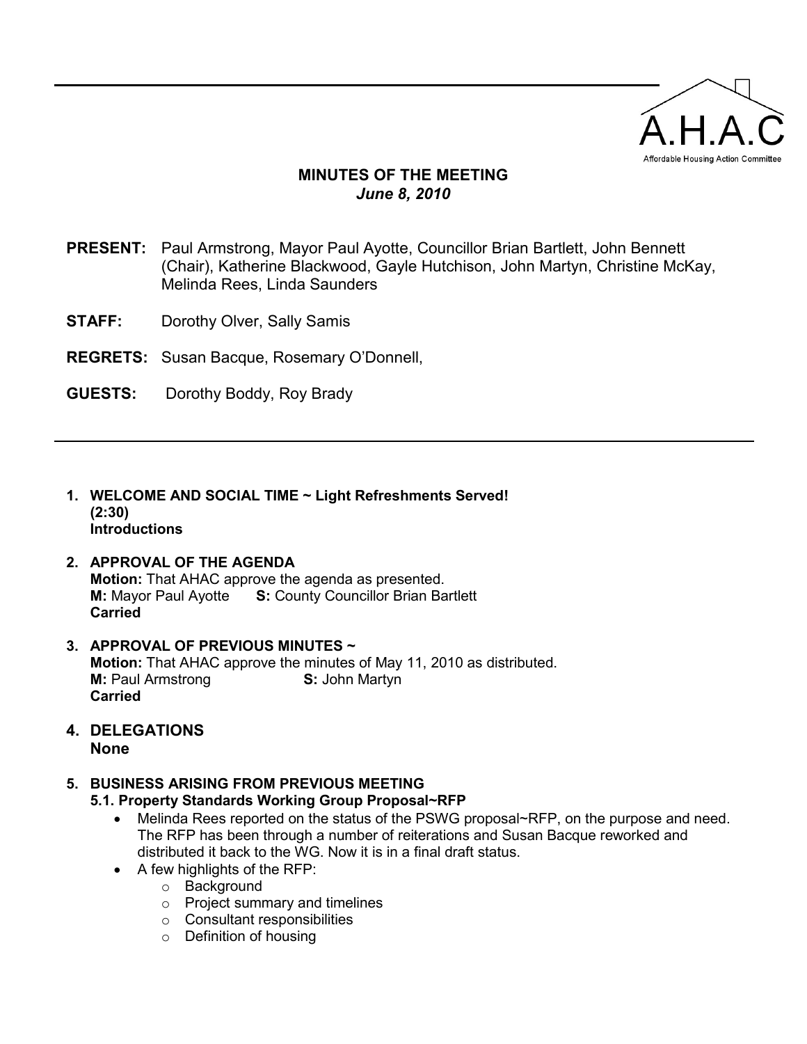A.H.A.C

Affordable Housing Action Committee

# MINUTES OF THE MEETING

*June 8, 2010*

**PRESENT:** Paul Armstrong, Mayor Paul Ayotte, Councillor Brian Bartlett, John Bennett (Chair), Katherine Blackwood, Gayle Hutchison, John Martyn, Christine McKay, Melinda Rees, Linda Saunders

**STAFF:** Dorothy Olver, Sally Samis

**REGRETS:** Susan Bacque, Rosemary O'Donnell,

**GUESTS:** Dorothy Boddy, Roy Brady

---

1. **WELCOME AND SOCIAL TIME ~ Light Refreshments Served! (2:30)**
   **Introductions**

2. **APPROVAL OF THE AGENDA**
   **Motion:** That AHAC approve the agenda as presented.
   **M:** Mayor Paul Ayotte **S:** County Councillor Brian Bartlett
   **Carried**

3. **APPROVAL OF PREVIOUS MINUTES ~**
   **Motion:** That AHAC approve the minutes of May 11, 2010 as distributed.
   **M:** Paul Armstrong **S:** John Martyn
   **Carried**

4. **DELEGATIONS**
   **None**

5. **BUSINESS ARISING FROM PREVIOUS MEETING**
   **5.1. Property Standards Working Group Proposal~RFP**
   - Melinda Rees reported on the status of the PSWG proposal~RFP, on the purpose and need. The RFP has been through a number of reiterations and Susan Bacque reworked and distributed it back to the WG. Now it is in a final draft status.
   - A few highlights of the RFP:
     - Background
     - Project summary and timelines
     - Consultant responsibilities
     - Definition of housing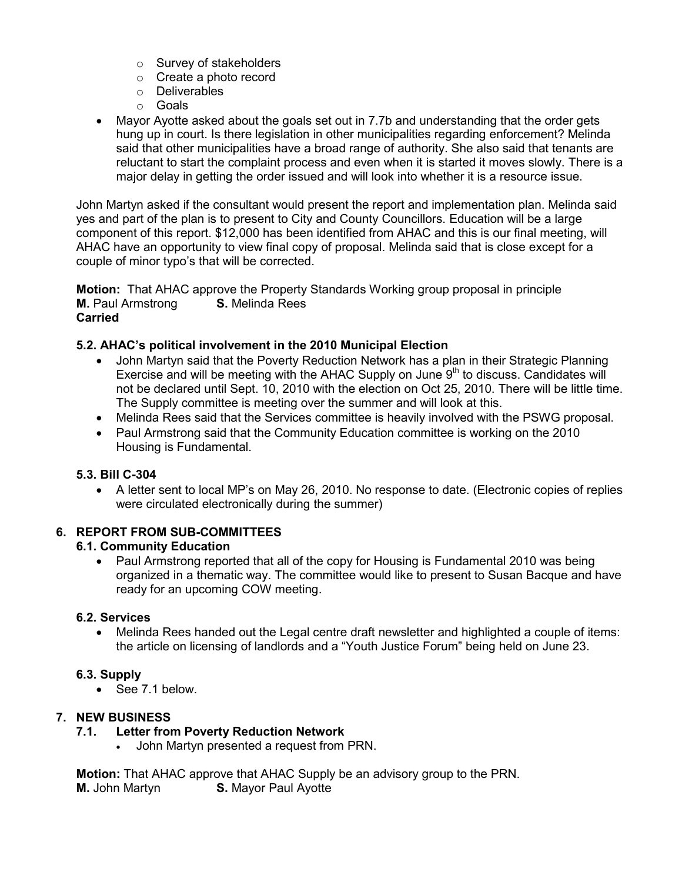- Survey of stakeholders
  - Create a photo record
  - Deliverables
  - Goals
- Mayor Ayotte asked about the goals set out in 7.7b and understanding that the order gets hung up in court. Is there legislation in other municipalities regarding enforcement? Melinda said that other municipalities have a broad range of authority. She also said that tenants are reluctant to start the complaint process and even when it is started it moves slowly. There is a major delay in getting the order issued and will look into whether it is a resource issue.

John Martyn asked if the consultant would present the report and implementation plan. Melinda said yes and part of the plan is to present to City and County Councillors. Education will be a large component of this report. $12,000 has been identified from AHAC and this is our final meeting, will AHAC have an opportunity to view final copy of proposal. Melinda said that is close except for a couple of minor typo's that will be corrected.

**Motion:** That AHAC approve the Property Standards Working group proposal in principle
**M.** Paul Armstrong **S.** Melinda Rees
**Carried**

### 5.2. AHAC's political involvement in the 2010 Municipal Election

- John Martyn said that the Poverty Reduction Network has a plan in their Strategic Planning Exercise and will be meeting with the AHAC Supply on June 9th to discuss. Candidates will not be declared until Sept. 10, 2010 with the election on Oct 25, 2010. There will be little time. The Supply committee is meeting over the summer and will look at this.
- Melinda Rees said that the Services committee is heavily involved with the PSWG proposal.
- Paul Armstrong said that the Community Education committee is working on the 2010 Housing is Fundamental.

### 5.3. Bill C-304

- A letter sent to local MP's on May 26, 2010. No response to date. (Electronic copies of replies were circulated electronically during the summer)

## 6. REPORT FROM SUB-COMMITTEES

### 6.1. Community Education

- Paul Armstrong reported that all of the copy for Housing is Fundamental 2010 was being organized in a thematic way. The committee would like to present to Susan Bacque and have ready for an upcoming COW meeting.

### 6.2. Services

- Melinda Rees handed out the Legal centre draft newsletter and highlighted a couple of items: the article on licensing of landlords and a "Youth Justice Forum" being held on June 23.

### 6.3. Supply

- See 7.1 below.

## 7. NEW BUSINESS

### 7.1. Letter from Poverty Reduction Network

- John Martyn presented a request from PRN.

**Motion:** That AHAC approve that AHAC Supply be an advisory group to the PRN.
**M.** John Martyn **S.** Mayor Paul Ayotte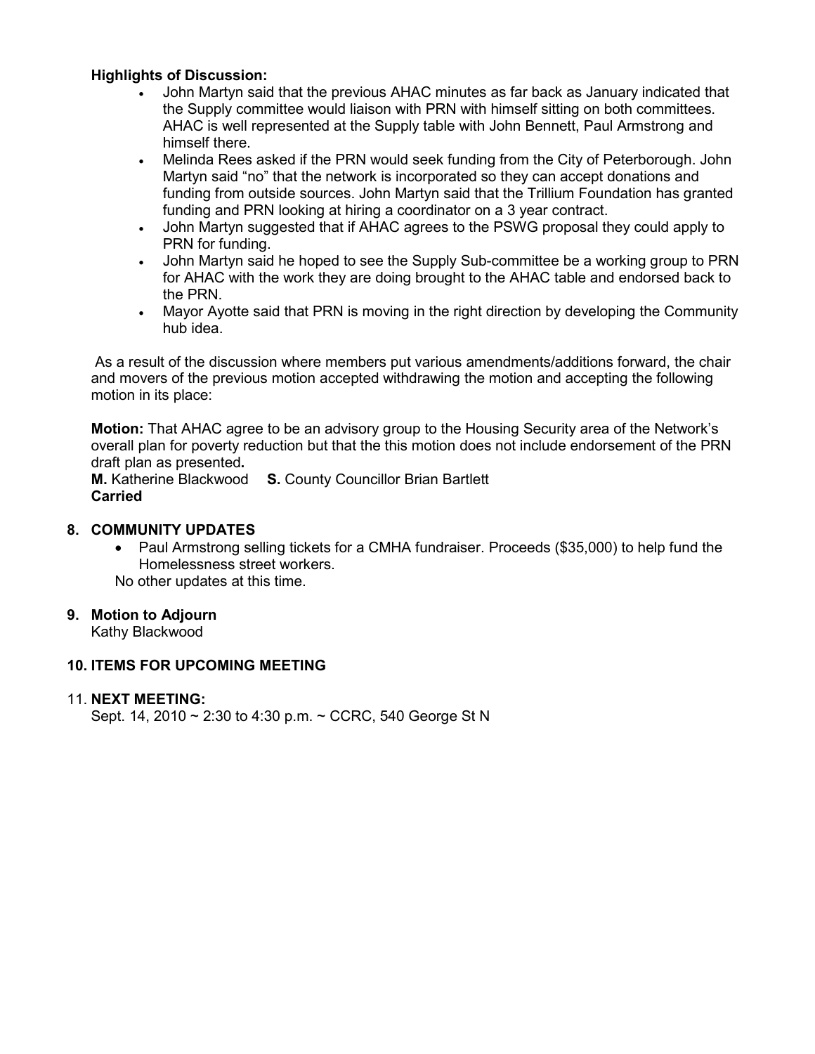**Highlights of Discussion:**

- John Martyn said that the previous AHAC minutes as far back as January indicated that the Supply committee would liaison with PRN with himself sitting on both committees. AHAC is well represented at the Supply table with John Bennett, Paul Armstrong and himself there.
- Melinda Rees asked if the PRN would seek funding from the City of Peterborough. John Martyn said "no" that the network is incorporated so they can accept donations and funding from outside sources. John Martyn said that the Trillium Foundation has granted funding and PRN looking at hiring a coordinator on a 3 year contract.
- John Martyn suggested that if AHAC agrees to the PSWG proposal they could apply to PRN for funding.
- John Martyn said he hoped to see the Supply Sub-committee be a working group to PRN for AHAC with the work they are doing brought to the AHAC table and endorsed back to the PRN.
- Mayor Ayotte said that PRN is moving in the right direction by developing the Community hub idea.

As a result of the discussion where members put various amendments/additions forward, the chair and movers of the previous motion accepted withdrawing the motion and accepting the following motion in its place:

**Motion:** That AHAC agree to be an advisory group to the Housing Security area of the Network's overall plan for poverty reduction but that the this motion does not include endorsement of the PRN draft plan as presented**.**
**M.** Katherine Blackwood **S.** County Councillor Brian Bartlett
**Carried**

## 8. COMMUNITY UPDATES

- Paul Armstrong selling tickets for a CMHA fundraiser. Proceeds ($35,000) to help fund the Homelessness street workers.

No other updates at this time.

## 9. Motion to Adjourn

Kathy Blackwood

## 10. ITEMS FOR UPCOMING MEETING

## 11. NEXT MEETING:

Sept. 14, 2010 ~ 2:30 to 4:30 p.m. ~ CCRC, 540 George St N